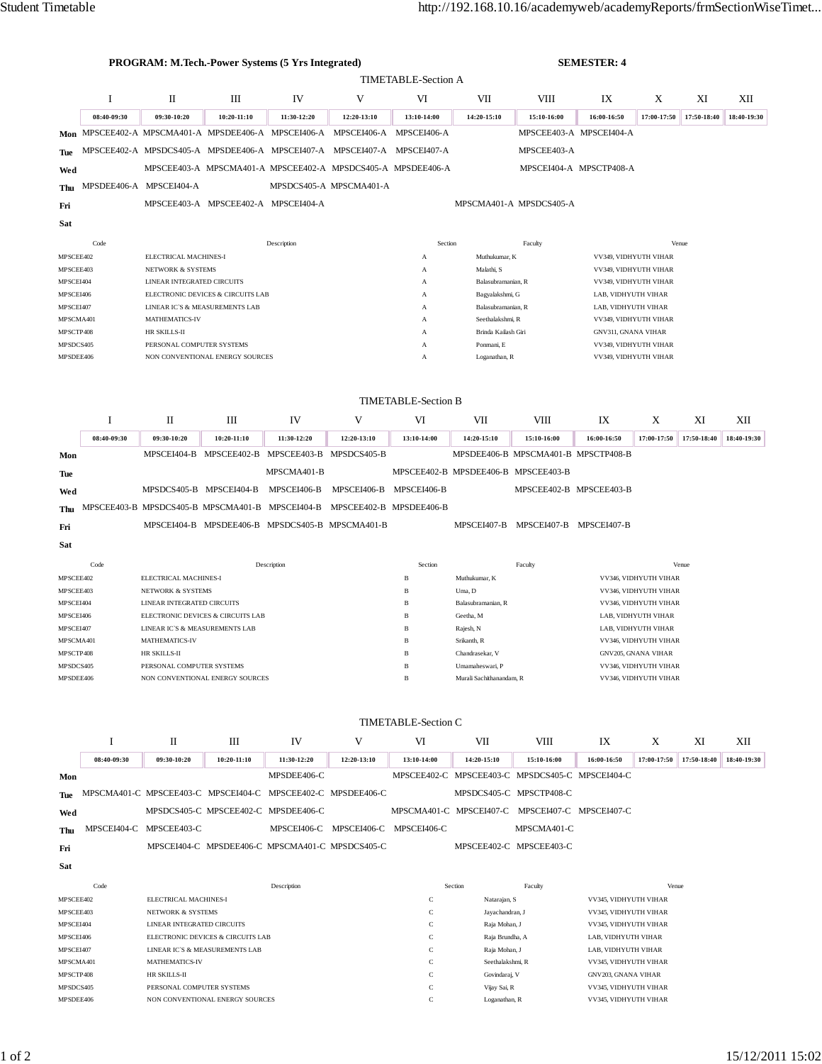**PROGRAM: M.Tech.-Power Systems (5 Yrs Integrated)** **SEMESTER: 4**

## TIMETABLE-Section A

| | I | II | III | IV | V | VI | VII | VIII | IX | X | XI | XII |
|---|---|---|---|---|---|---|---|---|---|---|---|---|
| | 08:40-09:30 | 09:30-10:20 | 10:20-11:10 | 11:30-12:20 | 12:20-13:10 | 13:10-14:00 | 14:20-15:10 | 15:10-16:00 | 16:00-16:50 | 17:00-17:50 | 17:50-18:40 | 18:40-19:30 |
| **Mon** | MPSCEE402-A | MPSCMA401-A | MPSDEE406-A | MPSCEI406-A | MPSCEI406-A | MPSCEI406-A | | MPSCEE403-A | MPSCEI404-A | | | |
| **Tue** | MPSCEE402-A | MPSDCS405-A | MPSDEE406-A | MPSCEI407-A | MPSCEI407-A | MPSCEI407-A | | MPSCEE403-A | | | | |
| **Wed** | | MPSCEE403-A | MPSCMA401-A | MPSCEE402-A | MPSDCS405-A | MPSDEE406-A | | MPSCEI404-A | MPSCTP408-A | | | |
| **Thu** | MPSDEE406-A | MPSCEI404-A | | MPSDCS405-A | MPSCMA401-A | | | | | | | |
| **Fri** | | MPSCEE403-A | MPSCEE402-A | MPSCEI404-A | | | MPSCMA401-A | MPSDCS405-A | | | | |
| **Sat** | | | | | | | | | | | | |

| Code | Description | Section | Faculty | Venue |
|---|---|---|---|---|
| MPSCEE402 | ELECTRICAL MACHINES-I | A | Muthukumar, K | VV349, VIDHYUTH VIHAR |
| MPSCEE403 | NETWORK & SYSTEMS | A | Malathi, S | VV349, VIDHYUTH VIHAR |
| MPSCEI404 | LINEAR INTEGRATED CIRCUITS | A | Balasubramanian, R | VV349, VIDHYUTH VIHAR |
| MPSCEI406 | ELECTRONIC DEVICES & CIRCUITS LAB | A | Bagyalakshmi, G | LAB, VIDHYUTH VIHAR |
| MPSCEI407 | LINEAR IC`S & MEASUREMENTS LAB | A | Balasubramanian, R | LAB, VIDHYUTH VIHAR |
| MPSCMA401 | MATHEMATICS-IV | A | Seethalakshmi, R | VV349, VIDHYUTH VIHAR |
| MPSCTP408 | HR SKILLS-II | A | Brinda Kailash Giri | GNV311, GNANA VIHAR |
| MPSDCS405 | PERSONAL COMPUTER SYSTEMS | A | Ponmani, E | VV349, VIDHYUTH VIHAR |
| MPSDEE406 | NON CONVENTIONAL ENERGY SOURCES | A | Loganathan, R | VV349, VIDHYUTH VIHAR |

## TIMETABLE-Section B

| | I | II | III | IV | V | VI | VII | VIII | IX | X | XI | XII |
|---|---|---|---|---|---|---|---|---|---|---|---|---|
| | 08:40-09:30 | 09:30-10:20 | 10:20-11:10 | 11:30-12:20 | 12:20-13:10 | 13:10-14:00 | 14:20-15:10 | 15:10-16:00 | 16:00-16:50 | 17:00-17:50 | 17:50-18:40 | 18:40-19:30 |
| **Mon** | | MPSCEI404-B | MPSCEE402-B | MPSCEE403-B | MPSDCS405-B | | MPSDEE406-B | MPSCMA401-B | MPSCTP408-B | | | |
| **Tue** | | | | MPSCMA401-B | | MPSCEE402-B | MPSDEE406-B | MPSCEE403-B | | | | |
| **Wed** | | MPSDCS405-B | MPSCEI404-B | MPSCEI406-B | MPSCEI406-B | MPSCEI406-B | | MPSCEE402-B | MPSCEE403-B | | | |
| **Thu** | MPSCEE403-B | MPSDCS405-B | MPSCMA401-B | MPSCEI404-B | MPSCEE402-B | MPSDEE406-B | | | | | | |
| **Fri** | | MPSCEI404-B | MPSDEE406-B | MPSDCS405-B | MPSCMA401-B | | MPSCEI407-B | MPSCEI407-B | MPSCEI407-B | | | |
| **Sat** | | | | | | | | | | | | |

| Code | Description | Section | Faculty | Venue |
|---|---|---|---|---|
| MPSCEE402 | ELECTRICAL MACHINES-I | B | Muthukumar, K | VV346, VIDHYUTH VIHAR |
| MPSCEE403 | NETWORK & SYSTEMS | B | Uma, D | VV346, VIDHYUTH VIHAR |
| MPSCEI404 | LINEAR INTEGRATED CIRCUITS | B | Balasubramanian, R | VV346, VIDHYUTH VIHAR |
| MPSCEI406 | ELECTRONIC DEVICES & CIRCUITS LAB | B | Geetha, M | LAB, VIDHYUTH VIHAR |
| MPSCEI407 | LINEAR IC`S & MEASUREMENTS LAB | B | Rajesh, N | LAB, VIDHYUTH VIHAR |
| MPSCMA401 | MATHEMATICS-IV | B | Srikanth, R | VV346, VIDHYUTH VIHAR |
| MPSCTP408 | HR SKILLS-II | B | Chandrasekar, V | GNV205, GNANA VIHAR |
| MPSDCS405 | PERSONAL COMPUTER SYSTEMS | B | Umamaheswari, P | VV346, VIDHYUTH VIHAR |
| MPSDEE406 | NON CONVENTIONAL ENERGY SOURCES | B | Murali Sachithanandam, R | VV346, VIDHYUTH VIHAR |

## TIMETABLE-Section C

| | I | II | III | IV | V | VI | VII | VIII | IX | X | XI | XII |
|---|---|---|---|---|---|---|---|---|---|---|---|---|
| | 08:40-09:30 | 09:30-10:20 | 10:20-11:10 | 11:30-12:20 | 12:20-13:10 | 13:10-14:00 | 14:20-15:10 | 15:10-16:00 | 16:00-16:50 | 17:00-17:50 | 17:50-18:40 | 18:40-19:30 |
| **Mon** | | | | MPSDEE406-C | | MPSCEE402-C | MPSCEE403-C | MPSDCS405-C | MPSCEI404-C | | | |
| **Tue** | MPSCMA401-C | MPSCEE403-C | MPSCEI404-C | MPSCEE402-C | MPSDEE406-C | | MPSDCS405-C | MPSCTP408-C | | | | |
| **Wed** | | MPSDCS405-C | MPSCEE402-C | MPSDEE406-C | | MPSCMA401-C | MPSCEI407-C | MPSCEI407-C | MPSCEI407-C | | | |
| **Thu** | MPSCEI404-C | MPSCEE403-C | | MPSCEI406-C | MPSCEI406-C | MPSCEI406-C | | MPSCMA401-C | | | | |
| **Fri** | | MPSCEI404-C | MPSDEE406-C | MPSCMA401-C | MPSDCS405-C | | MPSCEE402-C | MPSCEE403-C | | | | |
| **Sat** | | | | | | | | | | | | |

| Code | Description | Section | Faculty | Venue |
|---|---|---|---|---|
| MPSCEE402 | ELECTRICAL MACHINES-I | C | Natarajan, S | VV345, VIDHYUTH VIHAR |
| MPSCEE403 | NETWORK & SYSTEMS | C | Jayachandran, J | VV345, VIDHYUTH VIHAR |
| MPSCEI404 | LINEAR INTEGRATED CIRCUITS | C | Raja Mohan, J | VV345, VIDHYUTH VIHAR |
| MPSCEI406 | ELECTRONIC DEVICES & CIRCUITS LAB | C | Raja Brundha, A | LAB, VIDHYUTH VIHAR |
| MPSCEI407 | LINEAR IC`S & MEASUREMENTS LAB | C | Raja Mohan, J | LAB, VIDHYUTH VIHAR |
| MPSCMA401 | MATHEMATICS-IV | C | Seethalakshmi, R | VV345, VIDHYUTH VIHAR |
| MPSCTP408 | HR SKILLS-II | C | Govindaraj, V | GNV203, GNANA VIHAR |
| MPSDCS405 | PERSONAL COMPUTER SYSTEMS | C | Vijay Sai, R | VV345, VIDHYUTH VIHAR |
| MPSDEE406 | NON CONVENTIONAL ENERGY SOURCES | C | Loganathan, R | VV345, VIDHYUTH VIHAR |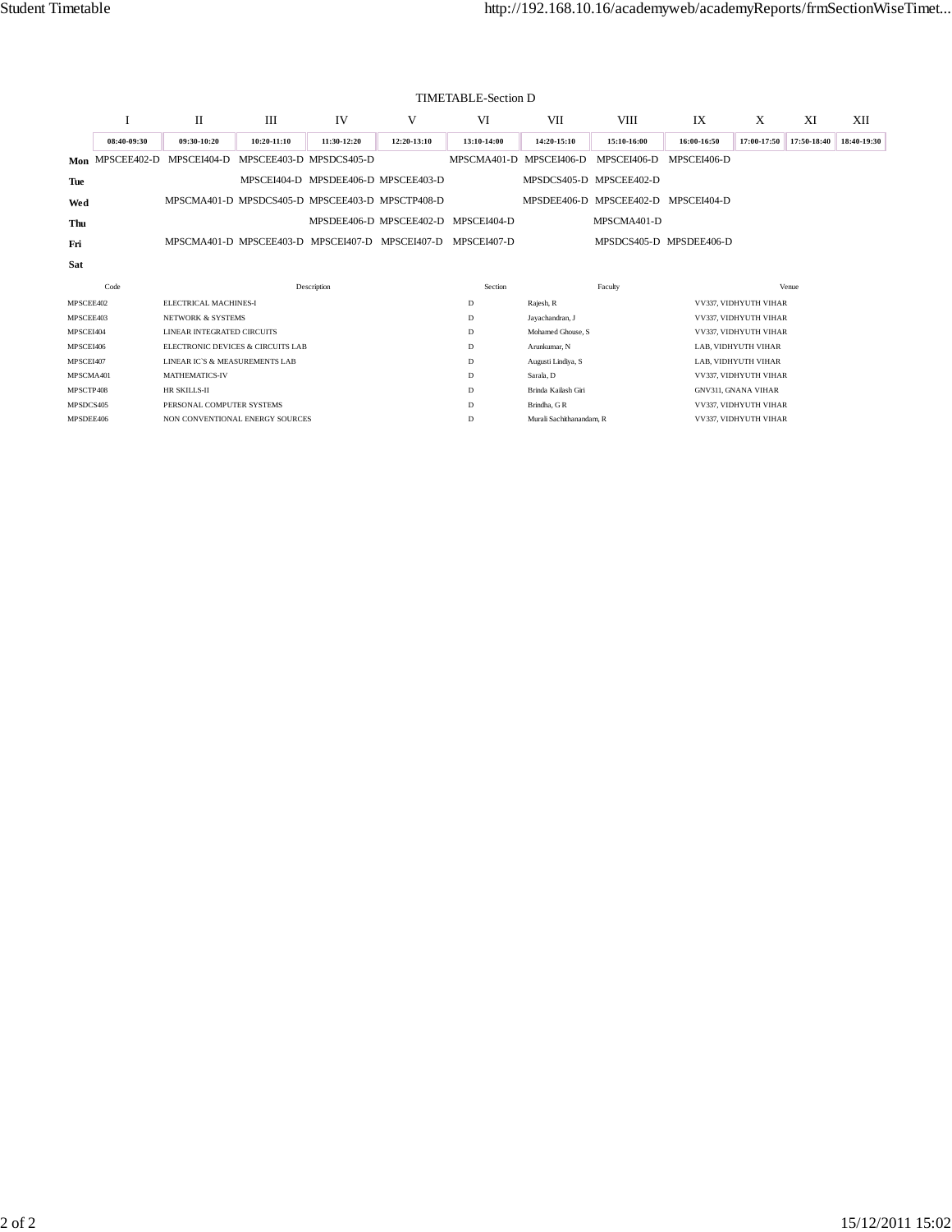## TIMETABLE-Section D

| | I | II | III | IV | V | VI | VII | VIII | IX | X | XI | XII |
|---|---|---|---|---|---|---|---|---|---|---|---|---|
| | 08:40-09:30 | 09:30-10:20 | 10:20-11:10 | 11:30-12:20 | 12:20-13:10 | 13:10-14:00 | 14:20-15:10 | 15:10-16:00 | 16:00-16:50 | 17:00-17:50 | 17:50-18:40 | 18:40-19:30 |
| **Mon** | MPSCEE402-D | MPSCEI404-D | MPSCEE403-D | MPSDCS405-D | | MPSCMA401-D | MPSCEI406-D | MPSCEI406-D | MPSCEI406-D | | | |
| **Tue** | | | MPSCEI404-D | MPSDEE406-D | MPSCEE403-D | | MPSDCS405-D | MPSCEE402-D | | | | |
| **Wed** | | MPSCMA401-D | MPSDCS405-D | MPSCEE403-D | MPSCTP408-D | | MPSDEE406-D | MPSCEE402-D | MPSCEI404-D | | | |
| **Thu** | | | | MPSDEE406-D | MPSCEE402-D | MPSCEI404-D | | MPSCMA401-D | | | | |
| **Fri** | | MPSCMA401-D | MPSCEE403-D | MPSCEI407-D | MPSCEI407-D | MPSCEI407-D | | MPSDCS405-D | MPSDEE406-D | | | |
| **Sat** | | | | | | | | | | | | |

| Code | Description | Section | Faculty | Venue |
|---|---|---|---|---|
| MPSCEE402 | ELECTRICAL MACHINES-I | D | Rajesh, R | VV337, VIDHYUTH VIHAR |
| MPSCEE403 | NETWORK & SYSTEMS | D | Jayachandran, J | VV337, VIDHYUTH VIHAR |
| MPSCEI404 | LINEAR INTEGRATED CIRCUITS | D | Mohamed Ghouse, S | VV337, VIDHYUTH VIHAR |
| MPSCEI406 | ELECTRONIC DEVICES & CIRCUITS LAB | D | Arunkumar, N | LAB, VIDHYUTH VIHAR |
| MPSCEI407 | LINEAR IC`S & MEASUREMENTS LAB | D | Augusti Lindiya, S | LAB, VIDHYUTH VIHAR |
| MPSCMA401 | MATHEMATICS-IV | D | Sarala, D | VV337, VIDHYUTH VIHAR |
| MPSCTP408 | HR SKILLS-II | D | Brinda Kailash Giri | GNV311, GNANA VIHAR |
| MPSDCS405 | PERSONAL COMPUTER SYSTEMS | D | Brindha, G R | VV337, VIDHYUTH VIHAR |
| MPSDEE406 | NON CONVENTIONAL ENERGY SOURCES | D | Murali Sachithanandam, R | VV337, VIDHYUTH VIHAR |